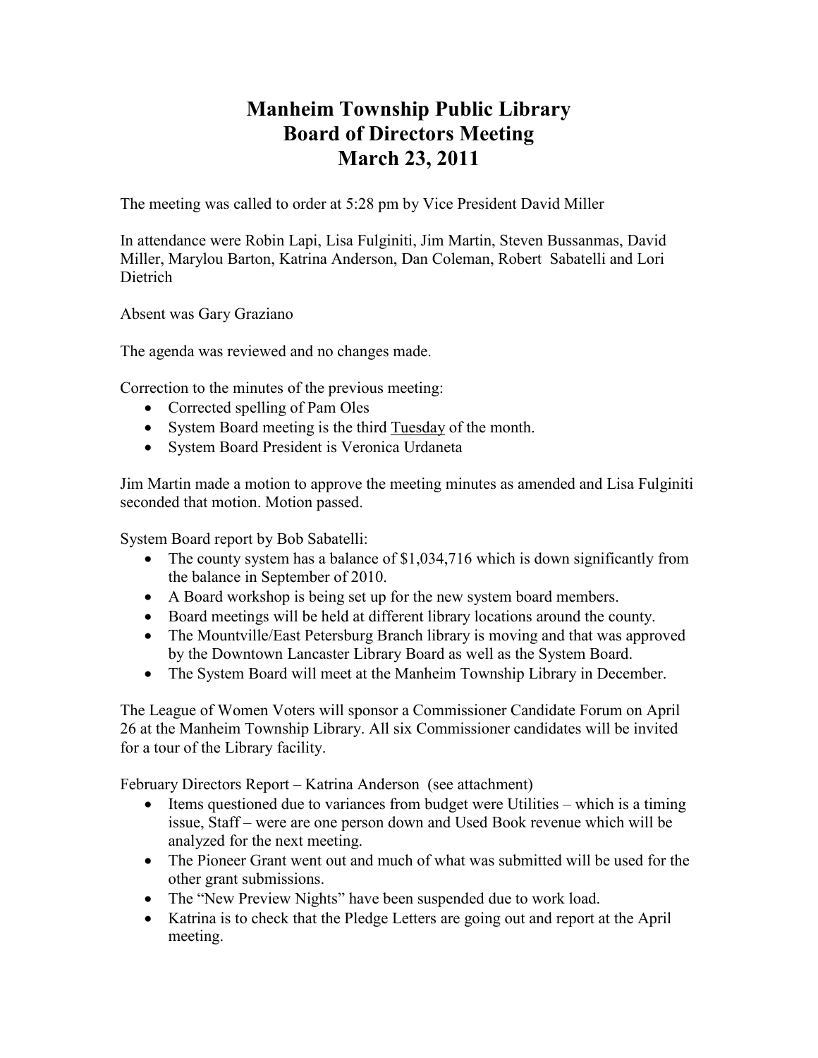# Manheim Township Public Library
# Board of Directors Meeting
# March 23, 2011

The meeting was called to order at 5:28 pm by Vice President David Miller

In attendance were Robin Lapi, Lisa Fulginiti, Jim Martin, Steven Bussanmas, David Miller, Marylou Barton, Katrina Anderson, Dan Coleman, Robert Sabatelli and Lori Dietrich

Absent was Gary Graziano

The agenda was reviewed and no changes made.

Correction to the minutes of the previous meeting:

- Corrected spelling of Pam Oles
- System Board meeting is the third <u>Tuesday</u> of the month.
- System Board President is Veronica Urdaneta

Jim Martin made a motion to approve the meeting minutes as amended and Lisa Fulginiti seconded that motion. Motion passed.

System Board report by Bob Sabatelli:

- The county system has a balance of $1,034,716 which is down significantly from the balance in September of 2010.
- A Board workshop is being set up for the new system board members.
- Board meetings will be held at different library locations around the county.
- The Mountville/East Petersburg Branch library is moving and that was approved by the Downtown Lancaster Library Board as well as the System Board.
- The System Board will meet at the Manheim Township Library in December.

The League of Women Voters will sponsor a Commissioner Candidate Forum on April 26 at the Manheim Township Library. All six Commissioner candidates will be invited for a tour of the Library facility.

February Directors Report – Katrina Anderson (see attachment)

- Items questioned due to variances from budget were Utilities – which is a timing issue, Staff – were are one person down and Used Book revenue which will be analyzed for the next meeting.
- The Pioneer Grant went out and much of what was submitted will be used for the other grant submissions.
- The "New Preview Nights" have been suspended due to work load.
- Katrina is to check that the Pledge Letters are going out and report at the April meeting.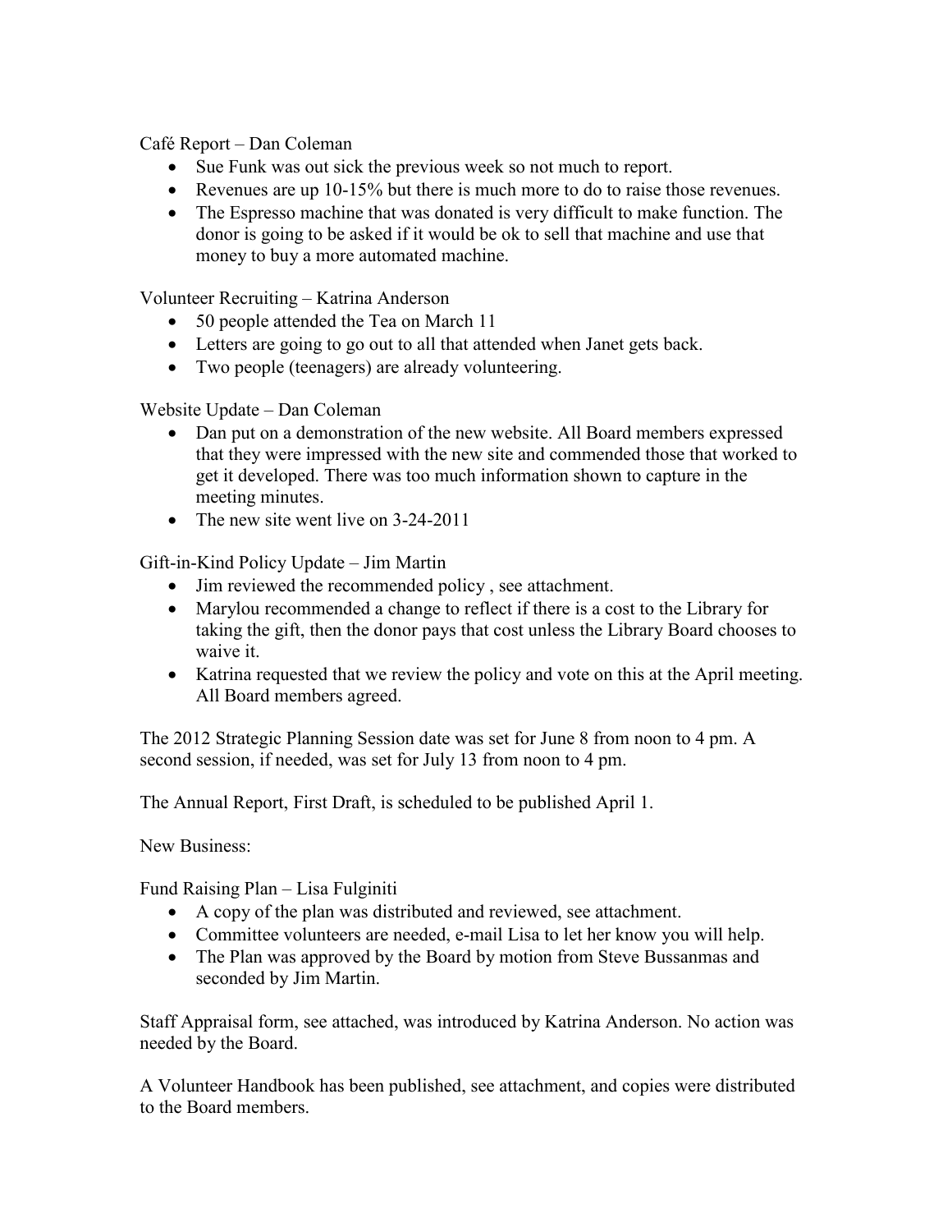Café Report – Dan Coleman

- Sue Funk was out sick the previous week so not much to report.
- Revenues are up 10-15% but there is much more to do to raise those revenues.
- The Espresso machine that was donated is very difficult to make function. The donor is going to be asked if it would be ok to sell that machine and use that money to buy a more automated machine.

Volunteer Recruiting – Katrina Anderson

- 50 people attended the Tea on March 11
- Letters are going to go out to all that attended when Janet gets back.
- Two people (teenagers) are already volunteering.

Website Update – Dan Coleman

- Dan put on a demonstration of the new website. All Board members expressed that they were impressed with the new site and commended those that worked to get it developed. There was too much information shown to capture in the meeting minutes.
- The new site went live on 3-24-2011

Gift-in-Kind Policy Update – Jim Martin

- Jim reviewed the recommended policy , see attachment.
- Marylou recommended a change to reflect if there is a cost to the Library for taking the gift, then the donor pays that cost unless the Library Board chooses to waive it.
- Katrina requested that we review the policy and vote on this at the April meeting. All Board members agreed.

The 2012 Strategic Planning Session date was set for June 8 from noon to 4 pm. A second session, if needed, was set for July 13 from noon to 4 pm.

The Annual Report, First Draft, is scheduled to be published April 1.

New Business:

Fund Raising Plan – Lisa Fulginiti

- A copy of the plan was distributed and reviewed, see attachment.
- Committee volunteers are needed, e-mail Lisa to let her know you will help.
- The Plan was approved by the Board by motion from Steve Bussanmas and seconded by Jim Martin.

Staff Appraisal form, see attached, was introduced by Katrina Anderson. No action was needed by the Board.

A Volunteer Handbook has been published, see attachment, and copies were distributed to the Board members.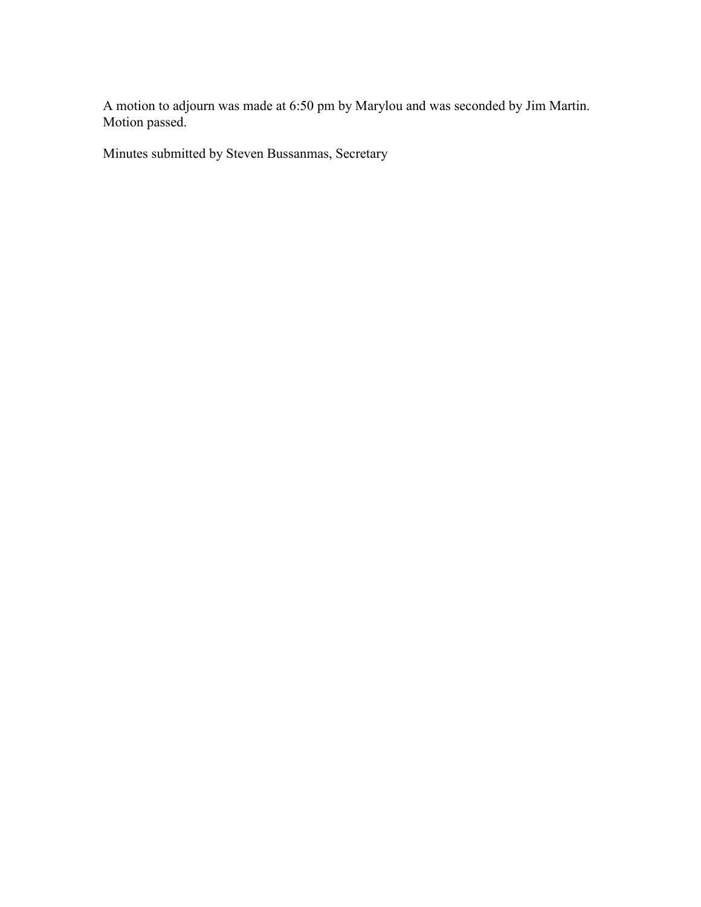A motion to adjourn was made at 6:50 pm by Marylou and was seconded by Jim Martin. Motion passed.

Minutes submitted by Steven Bussanmas, Secretary